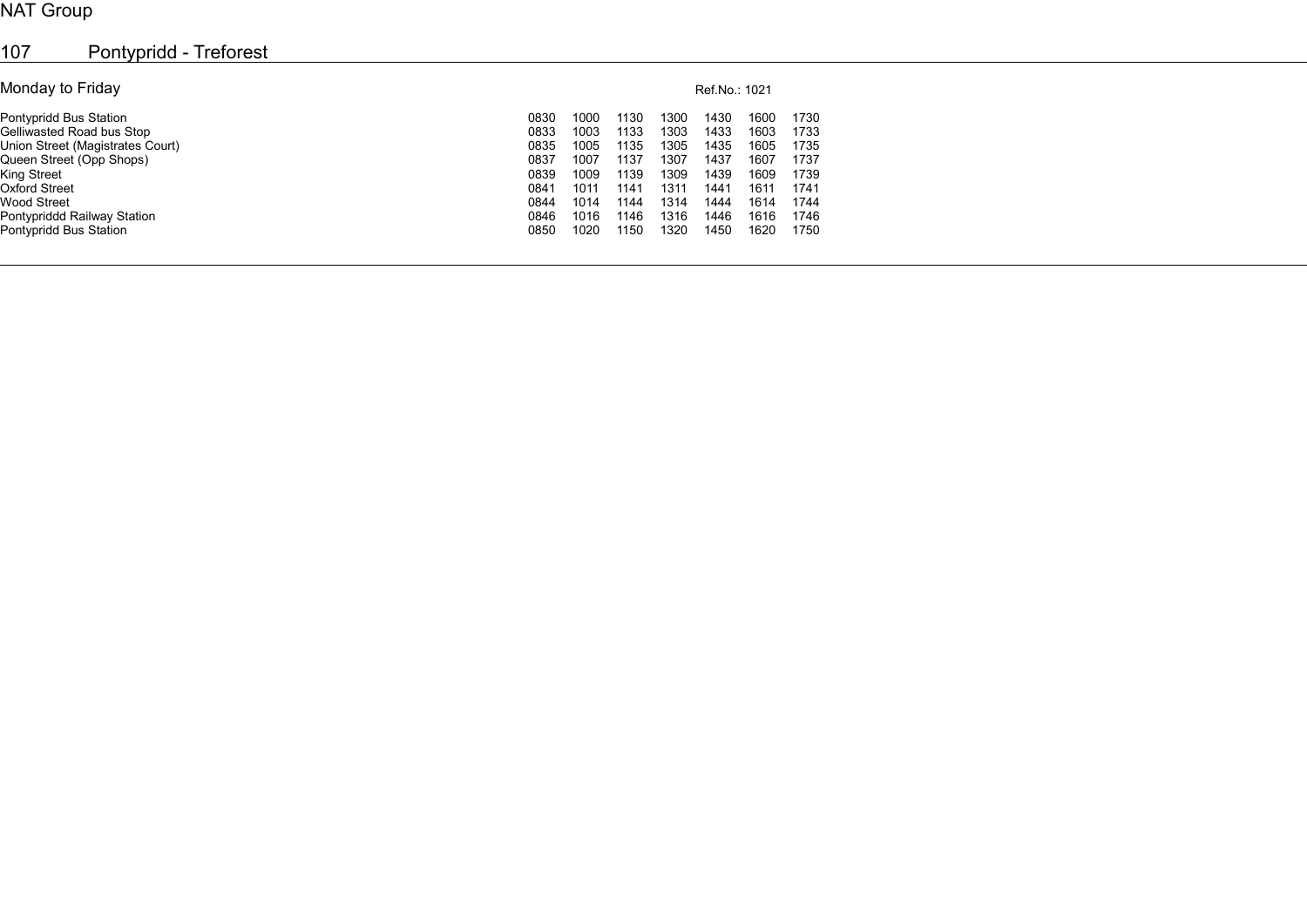NAT Group

# 107 Pontypridd - Treforest

## Monday to Friday

Ref.No.: 1021

| Stop | | | | | | | |
|---|---|---|---|---|---|---|---|
| Pontypridd Bus Station | 0830 | 1000 | 1130 | 1300 | 1430 | 1600 | 1730 |
| Gelliwasted Road bus Stop | 0833 | 1003 | 1133 | 1303 | 1433 | 1603 | 1733 |
| Union Street (Magistrates Court) | 0835 | 1005 | 1135 | 1305 | 1435 | 1605 | 1735 |
| Queen Street (Opp Shops) | 0837 | 1007 | 1137 | 1307 | 1437 | 1607 | 1737 |
| King Street | 0839 | 1009 | 1139 | 1309 | 1439 | 1609 | 1739 |
| Oxford Street | 0841 | 1011 | 1141 | 1311 | 1441 | 1611 | 1741 |
| Wood Street | 0844 | 1014 | 1144 | 1314 | 1444 | 1614 | 1744 |
| Pontypriddd Railway Station | 0846 | 1016 | 1146 | 1316 | 1446 | 1616 | 1746 |
| Pontypridd Bus Station | 0850 | 1020 | 1150 | 1320 | 1450 | 1620 | 1750 |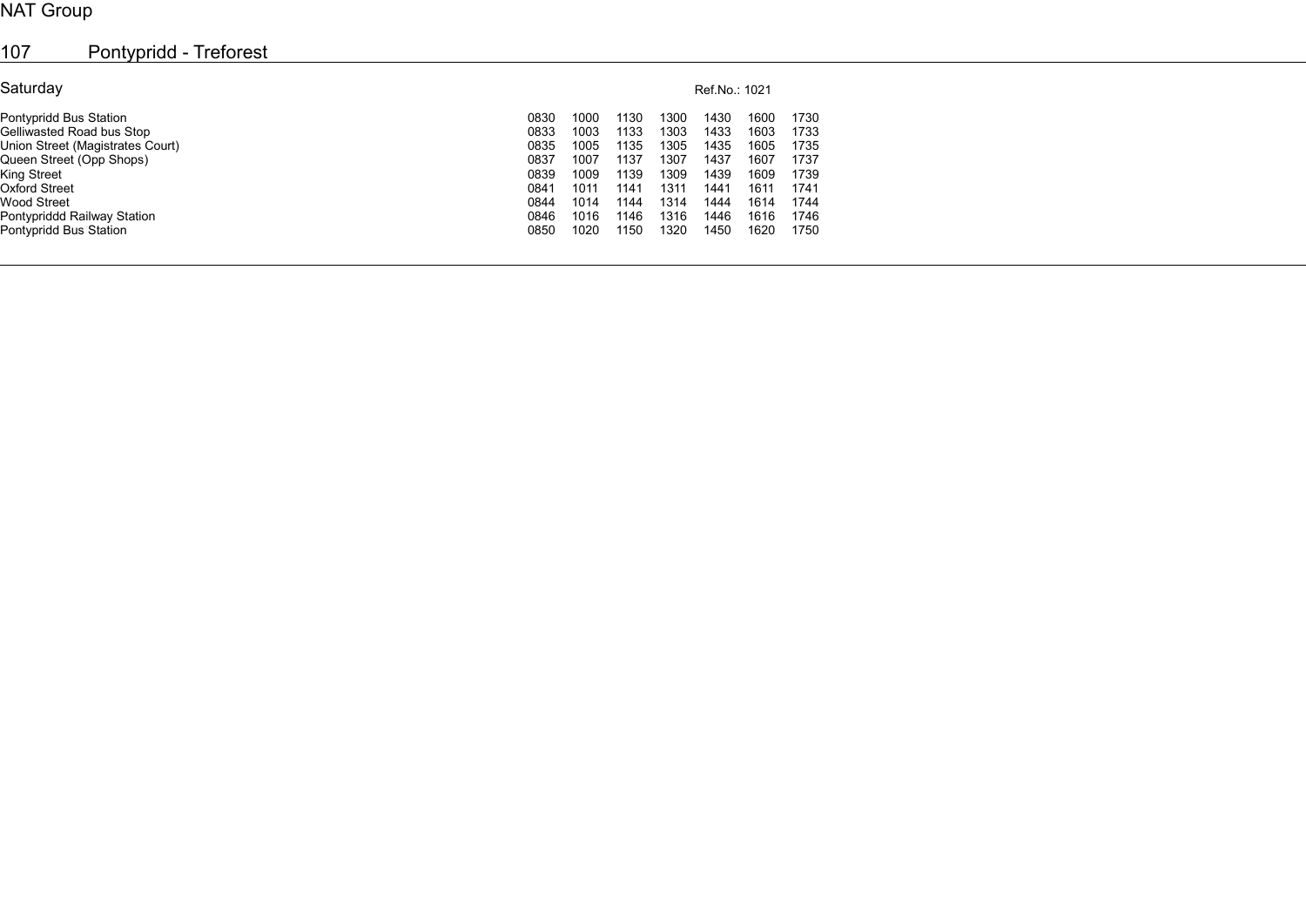NAT Group

## 107 Pontypridd - Treforest

### Saturday

Ref.No.: 1021

| | | | | | | | |
|---|---|---|---|---|---|---|---|
| Pontypridd Bus Station | 0830 | 1000 | 1130 | 1300 | 1430 | 1600 | 1730 |
| Gelliwasted Road bus Stop | 0833 | 1003 | 1133 | 1303 | 1433 | 1603 | 1733 |
| Union Street (Magistrates Court) | 0835 | 1005 | 1135 | 1305 | 1435 | 1605 | 1735 |
| Queen Street (Opp Shops) | 0837 | 1007 | 1137 | 1307 | 1437 | 1607 | 1737 |
| King Street | 0839 | 1009 | 1139 | 1309 | 1439 | 1609 | 1739 |
| Oxford Street | 0841 | 1011 | 1141 | 1311 | 1441 | 1611 | 1741 |
| Wood Street | 0844 | 1014 | 1144 | 1314 | 1444 | 1614 | 1744 |
| Pontypriddd Railway Station | 0846 | 1016 | 1146 | 1316 | 1446 | 1616 | 1746 |
| Pontypridd Bus Station | 0850 | 1020 | 1150 | 1320 | 1450 | 1620 | 1750 |